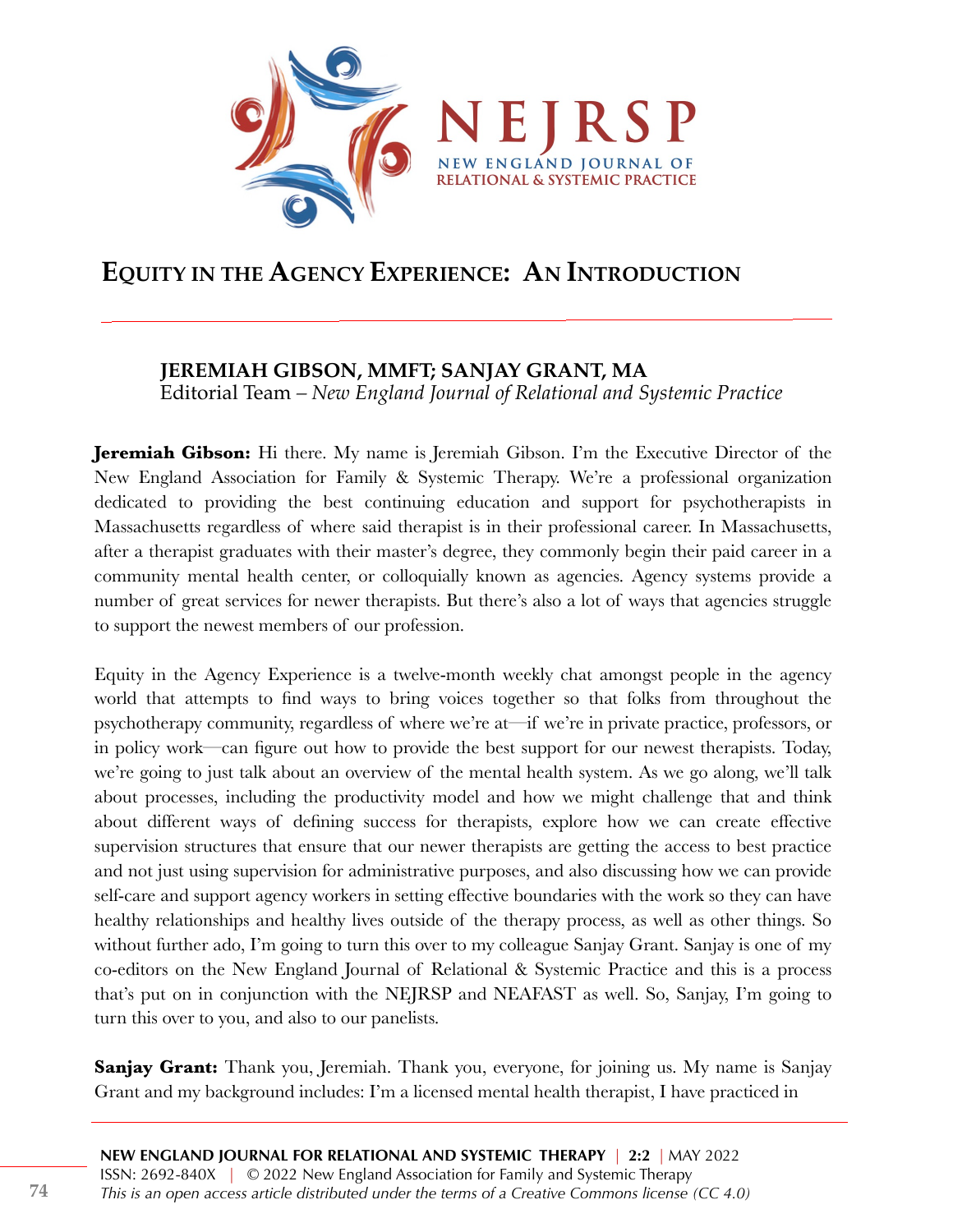# Equity in the Agency Experience: An Introduction

**JEREMIAH GIBSON, MMFT; SANJAY GRANT, MA**
Editorial Team – *New England Journal of Relational and Systemic Practice*

**Jeremiah Gibson:** Hi there. My name is Jeremiah Gibson. I'm the Executive Director of the New England Association for Family & Systemic Therapy. We're a professional organization dedicated to providing the best continuing education and support for psychotherapists in Massachusetts regardless of where said therapist is in their professional career. In Massachusetts, after a therapist graduates with their master's degree, they commonly begin their paid career in a community mental health center, or colloquially known as agencies. Agency systems provide a number of great services for newer therapists. But there's also a lot of ways that agencies struggle to support the newest members of our profession.

Equity in the Agency Experience is a twelve-month weekly chat amongst people in the agency world that attempts to find ways to bring voices together so that folks from throughout the psychotherapy community, regardless of where we're at—if we're in private practice, professors, or in policy work—can figure out how to provide the best support for our newest therapists. Today, we're going to just talk about an overview of the mental health system. As we go along, we'll talk about processes, including the productivity model and how we might challenge that and think about different ways of defining success for therapists, explore how we can create effective supervision structures that ensure that our newer therapists are getting the access to best practice and not just using supervision for administrative purposes, and also discussing how we can provide self-care and support agency workers in setting effective boundaries with the work so they can have healthy relationships and healthy lives outside of the therapy process, as well as other things. So without further ado, I'm going to turn this over to my colleague Sanjay Grant. Sanjay is one of my co-editors on the New England Journal of Relational & Systemic Practice and this is a process that's put on in conjunction with the NEJRSP and NEAFAST as well. So, Sanjay, I'm going to turn this over to you, and also to our panelists.

**Sanjay Grant:** Thank you, Jeremiah. Thank you, everyone, for joining us. My name is Sanjay Grant and my background includes: I'm a licensed mental health therapist, I have practiced in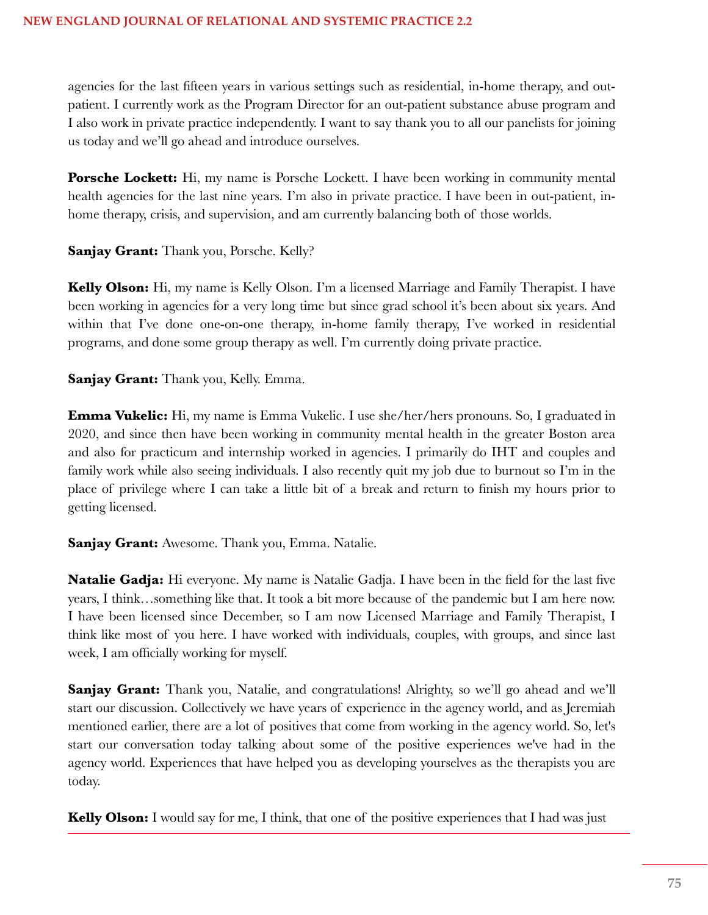agencies for the last fifteen years in various settings such as residential, in-home therapy, and out-patient. I currently work as the Program Director for an out-patient substance abuse program and I also work in private practice independently. I want to say thank you to all our panelists for joining us today and we'll go ahead and introduce ourselves.

**Porsche Lockett:** Hi, my name is Porsche Lockett. I have been working in community mental health agencies for the last nine years. I'm also in private practice. I have been in out-patient, in-home therapy, crisis, and supervision, and am currently balancing both of those worlds.

**Sanjay Grant:** Thank you, Porsche. Kelly?

**Kelly Olson:** Hi, my name is Kelly Olson. I'm a licensed Marriage and Family Therapist. I have been working in agencies for a very long time but since grad school it's been about six years. And within that I've done one-on-one therapy, in-home family therapy, I've worked in residential programs, and done some group therapy as well. I'm currently doing private practice.

**Sanjay Grant:** Thank you, Kelly. Emma.

**Emma Vukelic:** Hi, my name is Emma Vukelic. I use she/her/hers pronouns. So, I graduated in 2020, and since then have been working in community mental health in the greater Boston area and also for practicum and internship worked in agencies. I primarily do IHT and couples and family work while also seeing individuals. I also recently quit my job due to burnout so I'm in the place of privilege where I can take a little bit of a break and return to finish my hours prior to getting licensed.

**Sanjay Grant:** Awesome. Thank you, Emma. Natalie.

**Natalie Gadja:** Hi everyone. My name is Natalie Gadja. I have been in the field for the last five years, I think…something like that. It took a bit more because of the pandemic but I am here now. I have been licensed since December, so I am now Licensed Marriage and Family Therapist, I think like most of you here. I have worked with individuals, couples, with groups, and since last week, I am officially working for myself.

**Sanjay Grant:** Thank you, Natalie, and congratulations! Alrighty, so we'll go ahead and we'll start our discussion. Collectively we have years of experience in the agency world, and as Jeremiah mentioned earlier, there are a lot of positives that come from working in the agency world. So, let's start our conversation today talking about some of the positive experiences we've had in the agency world. Experiences that have helped you as developing yourselves as the therapists you are today.

**Kelly Olson:** I would say for me, I think, that one of the positive experiences that I had was just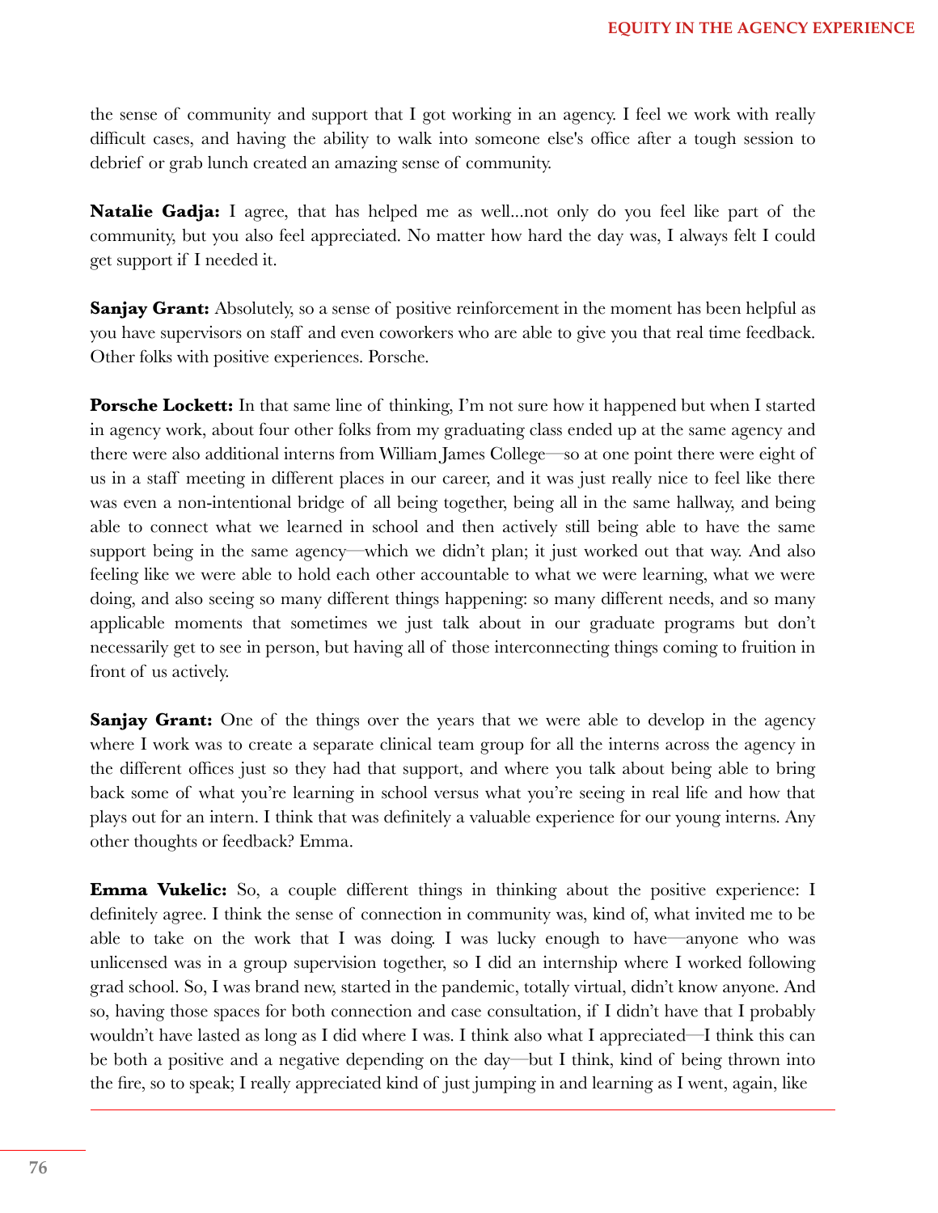the sense of community and support that I got working in an agency. I feel we work with really difficult cases, and having the ability to walk into someone else's office after a tough session to debrief or grab lunch created an amazing sense of community.

**Natalie Gadja:** I agree, that has helped me as well...not only do you feel like part of the community, but you also feel appreciated. No matter how hard the day was, I always felt I could get support if I needed it.

**Sanjay Grant:** Absolutely, so a sense of positive reinforcement in the moment has been helpful as you have supervisors on staff and even coworkers who are able to give you that real time feedback. Other folks with positive experiences. Porsche.

**Porsche Lockett:** In that same line of thinking, I'm not sure how it happened but when I started in agency work, about four other folks from my graduating class ended up at the same agency and there were also additional interns from William James College—so at one point there were eight of us in a staff meeting in different places in our career, and it was just really nice to feel like there was even a non-intentional bridge of all being together, being all in the same hallway, and being able to connect what we learned in school and then actively still being able to have the same support being in the same agency—which we didn't plan; it just worked out that way. And also feeling like we were able to hold each other accountable to what we were learning, what we were doing, and also seeing so many different things happening: so many different needs, and so many applicable moments that sometimes we just talk about in our graduate programs but don't necessarily get to see in person, but having all of those interconnecting things coming to fruition in front of us actively.

**Sanjay Grant:** One of the things over the years that we were able to develop in the agency where I work was to create a separate clinical team group for all the interns across the agency in the different offices just so they had that support, and where you talk about being able to bring back some of what you're learning in school versus what you're seeing in real life and how that plays out for an intern. I think that was definitely a valuable experience for our young interns. Any other thoughts or feedback? Emma.

**Emma Vukelic:** So, a couple different things in thinking about the positive experience: I definitely agree. I think the sense of connection in community was, kind of, what invited me to be able to take on the work that I was doing. I was lucky enough to have—anyone who was unlicensed was in a group supervision together, so I did an internship where I worked following grad school. So, I was brand new, started in the pandemic, totally virtual, didn't know anyone. And so, having those spaces for both connection and case consultation, if I didn't have that I probably wouldn't have lasted as long as I did where I was. I think also what I appreciated—I think this can be both a positive and a negative depending on the day—but I think, kind of being thrown into the fire, so to speak; I really appreciated kind of just jumping in and learning as I went, again, like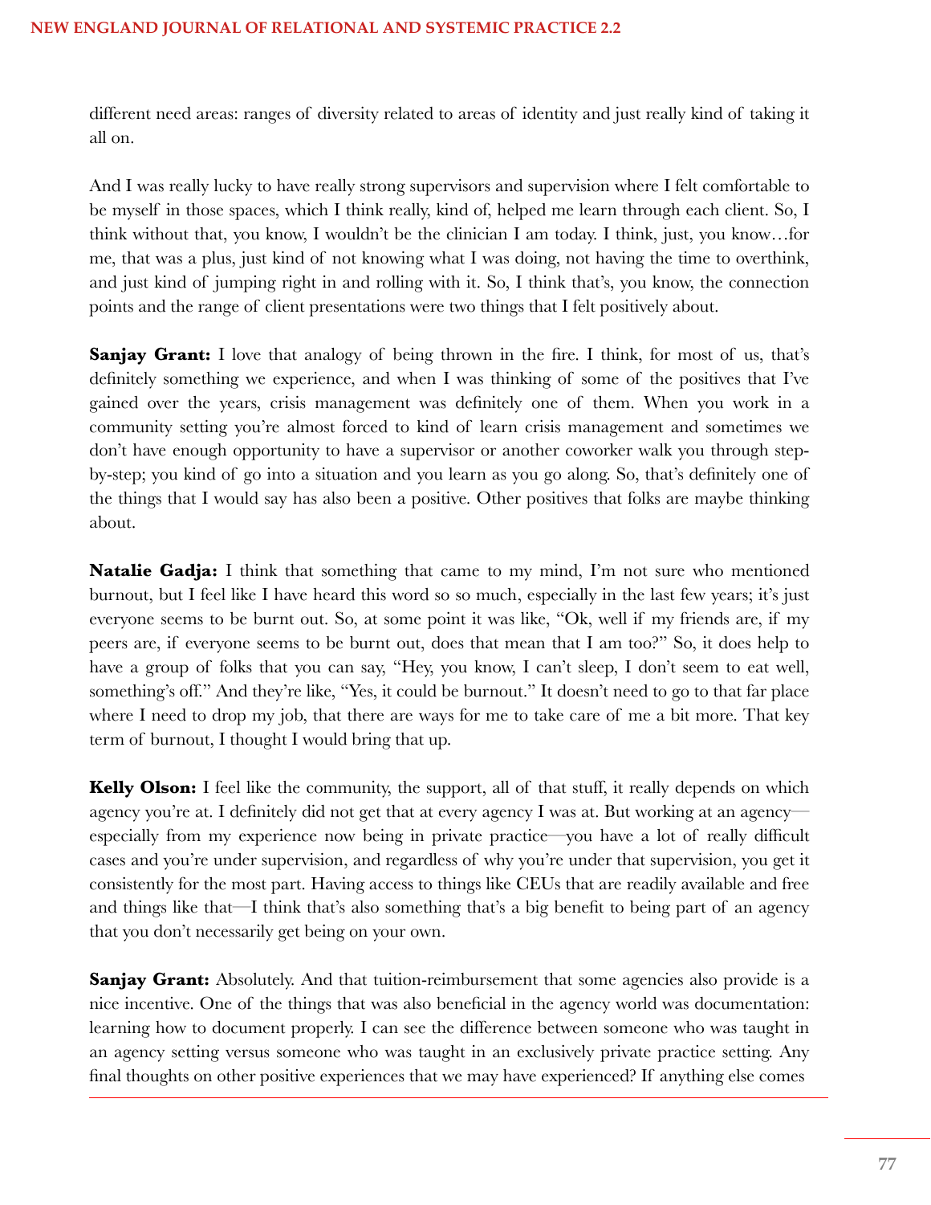different need areas: ranges of diversity related to areas of identity and just really kind of taking it all on.

And I was really lucky to have really strong supervisors and supervision where I felt comfortable to be myself in those spaces, which I think really, kind of, helped me learn through each client. So, I think without that, you know, I wouldn't be the clinician I am today. I think, just, you know…for me, that was a plus, just kind of not knowing what I was doing, not having the time to overthink, and just kind of jumping right in and rolling with it. So, I think that's, you know, the connection points and the range of client presentations were two things that I felt positively about.

**Sanjay Grant:** I love that analogy of being thrown in the fire. I think, for most of us, that's definitely something we experience, and when I was thinking of some of the positives that I've gained over the years, crisis management was definitely one of them. When you work in a community setting you're almost forced to kind of learn crisis management and sometimes we don't have enough opportunity to have a supervisor or another coworker walk you through step-by-step; you kind of go into a situation and you learn as you go along. So, that's definitely one of the things that I would say has also been a positive. Other positives that folks are maybe thinking about.

**Natalie Gadja:** I think that something that came to my mind, I'm not sure who mentioned burnout, but I feel like I have heard this word so so much, especially in the last few years; it's just everyone seems to be burnt out. So, at some point it was like, "Ok, well if my friends are, if my peers are, if everyone seems to be burnt out, does that mean that I am too?" So, it does help to have a group of folks that you can say, "Hey, you know, I can't sleep, I don't seem to eat well, something's off." And they're like, "Yes, it could be burnout." It doesn't need to go to that far place where I need to drop my job, that there are ways for me to take care of me a bit more. That key term of burnout, I thought I would bring that up.

**Kelly Olson:** I feel like the community, the support, all of that stuff, it really depends on which agency you're at. I definitely did not get that at every agency I was at. But working at an agency—especially from my experience now being in private practice—you have a lot of really difficult cases and you're under supervision, and regardless of why you're under that supervision, you get it consistently for the most part. Having access to things like CEUs that are readily available and free and things like that—I think that's also something that's a big benefit to being part of an agency that you don't necessarily get being on your own.

**Sanjay Grant:** Absolutely. And that tuition-reimbursement that some agencies also provide is a nice incentive. One of the things that was also beneficial in the agency world was documentation: learning how to document properly. I can see the difference between someone who was taught in an agency setting versus someone who was taught in an exclusively private practice setting. Any final thoughts on other positive experiences that we may have experienced? If anything else comes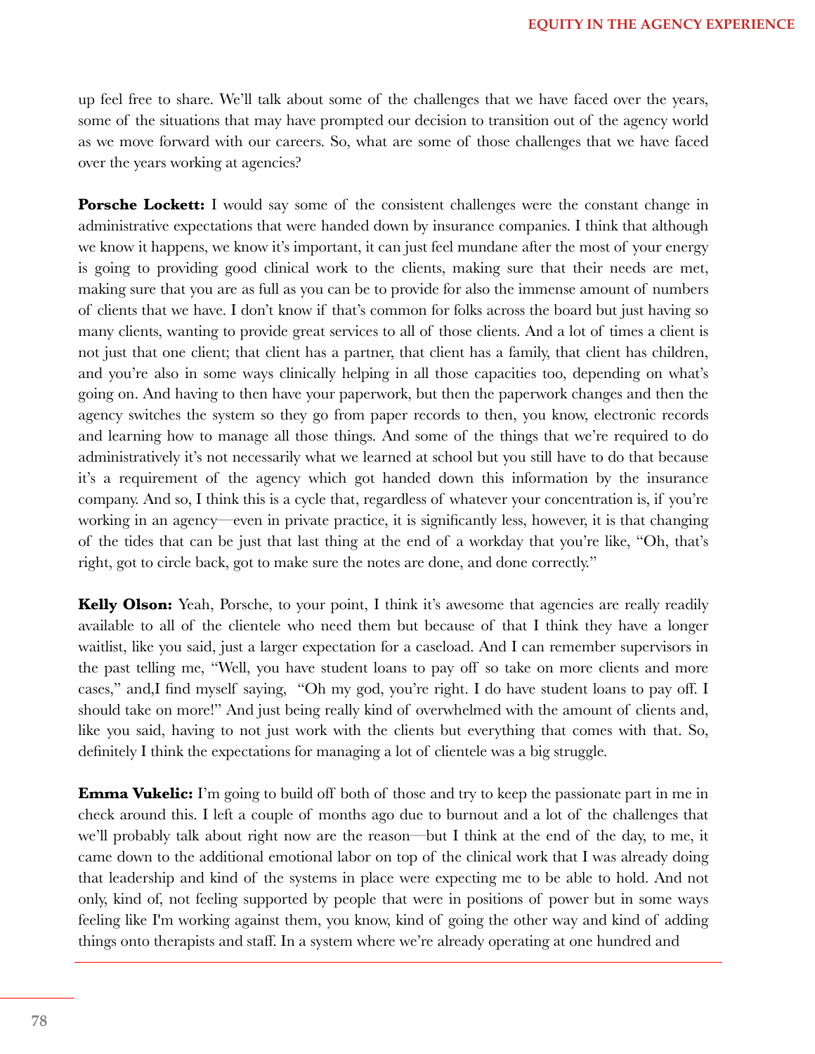up feel free to share. We'll talk about some of the challenges that we have faced over the years, some of the situations that may have prompted our decision to transition out of the agency world as we move forward with our careers. So, what are some of those challenges that we have faced over the years working at agencies?

**Porsche Lockett:** I would say some of the consistent challenges were the constant change in administrative expectations that were handed down by insurance companies. I think that although we know it happens, we know it's important, it can just feel mundane after the most of your energy is going to providing good clinical work to the clients, making sure that their needs are met, making sure that you are as full as you can be to provide for also the immense amount of numbers of clients that we have. I don't know if that's common for folks across the board but just having so many clients, wanting to provide great services to all of those clients. And a lot of times a client is not just that one client; that client has a partner, that client has a family, that client has children, and you're also in some ways clinically helping in all those capacities too, depending on what's going on. And having to then have your paperwork, but then the paperwork changes and then the agency switches the system so they go from paper records to then, you know, electronic records and learning how to manage all those things. And some of the things that we're required to do administratively it's not necessarily what we learned at school but you still have to do that because it's a requirement of the agency which got handed down this information by the insurance company. And so, I think this is a cycle that, regardless of whatever your concentration is, if you're working in an agency—even in private practice, it is significantly less, however, it is that changing of the tides that can be just that last thing at the end of a workday that you're like, "Oh, that's right, got to circle back, got to make sure the notes are done, and done correctly."

**Kelly Olson:** Yeah, Porsche, to your point, I think it's awesome that agencies are really readily available to all of the clientele who need them but because of that I think they have a longer waitlist, like you said, just a larger expectation for a caseload. And I can remember supervisors in the past telling me, "Well, you have student loans to pay off so take on more clients and more cases," and,I find myself saying, "Oh my god, you're right. I do have student loans to pay off. I should take on more!" And just being really kind of overwhelmed with the amount of clients and, like you said, having to not just work with the clients but everything that comes with that. So, definitely I think the expectations for managing a lot of clientele was a big struggle.

**Emma Vukelic:** I'm going to build off both of those and try to keep the passionate part in me in check around this. I left a couple of months ago due to burnout and a lot of the challenges that we'll probably talk about right now are the reason—but I think at the end of the day, to me, it came down to the additional emotional labor on top of the clinical work that I was already doing that leadership and kind of the systems in place were expecting me to be able to hold. And not only, kind of, not feeling supported by people that were in positions of power but in some ways feeling like I'm working against them, you know, kind of going the other way and kind of adding things onto therapists and staff. In a system where we're already operating at one hundred and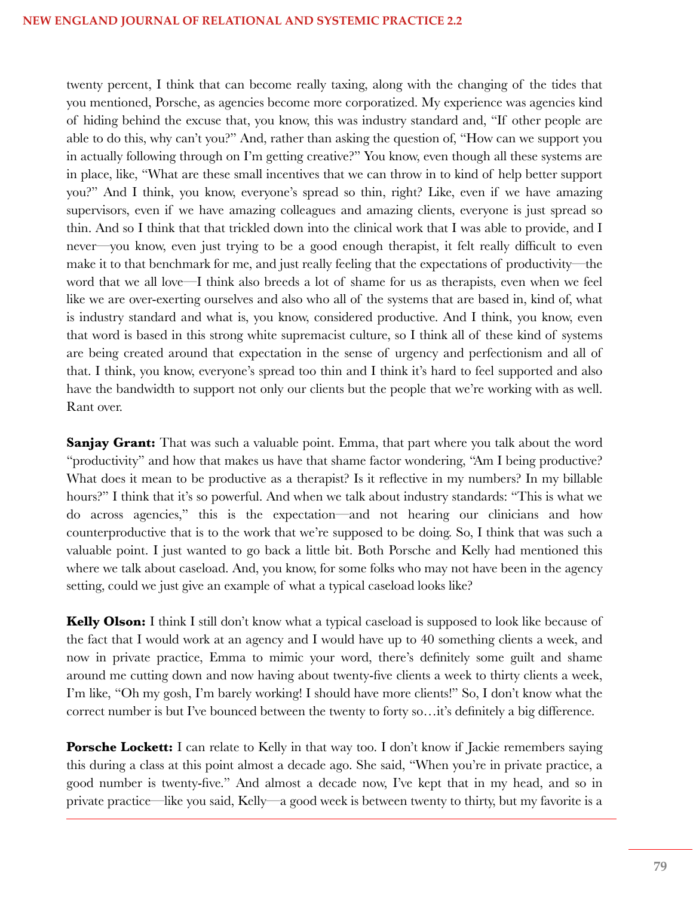twenty percent, I think that can become really taxing, along with the changing of the tides that you mentioned, Porsche, as agencies become more corporatized. My experience was agencies kind of hiding behind the excuse that, you know, this was industry standard and, "If other people are able to do this, why can't you?" And, rather than asking the question of, "How can we support you in actually following through on I'm getting creative?" You know, even though all these systems are in place, like, "What are these small incentives that we can throw in to kind of help better support you?" And I think, you know, everyone's spread so thin, right? Like, even if we have amazing supervisors, even if we have amazing colleagues and amazing clients, everyone is just spread so thin. And so I think that that trickled down into the clinical work that I was able to provide, and I never—you know, even just trying to be a good enough therapist, it felt really difficult to even make it to that benchmark for me, and just really feeling that the expectations of productivity—the word that we all love—I think also breeds a lot of shame for us as therapists, even when we feel like we are over-exerting ourselves and also who all of the systems that are based in, kind of, what is industry standard and what is, you know, considered productive. And I think, you know, even that word is based in this strong white supremacist culture, so I think all of these kind of systems are being created around that expectation in the sense of urgency and perfectionism and all of that. I think, you know, everyone's spread too thin and I think it's hard to feel supported and also have the bandwidth to support not only our clients but the people that we're working with as well. Rant over.

**Sanjay Grant:** That was such a valuable point. Emma, that part where you talk about the word "productivity" and how that makes us have that shame factor wondering, "Am I being productive? What does it mean to be productive as a therapist? Is it reflective in my numbers? In my billable hours?" I think that it's so powerful. And when we talk about industry standards: "This is what we do across agencies," this is the expectation—and not hearing our clinicians and how counterproductive that is to the work that we're supposed to be doing. So, I think that was such a valuable point. I just wanted to go back a little bit. Both Porsche and Kelly had mentioned this where we talk about caseload. And, you know, for some folks who may not have been in the agency setting, could we just give an example of what a typical caseload looks like?

**Kelly Olson:** I think I still don't know what a typical caseload is supposed to look like because of the fact that I would work at an agency and I would have up to 40 something clients a week, and now in private practice, Emma to mimic your word, there's definitely some guilt and shame around me cutting down and now having about twenty-five clients a week to thirty clients a week, I'm like, "Oh my gosh, I'm barely working! I should have more clients!" So, I don't know what the correct number is but I've bounced between the twenty to forty so…it's definitely a big difference.

**Porsche Lockett:** I can relate to Kelly in that way too. I don't know if Jackie remembers saying this during a class at this point almost a decade ago. She said, "When you're in private practice, a good number is twenty-five." And almost a decade now, I've kept that in my head, and so in private practice—like you said, Kelly—a good week is between twenty to thirty, but my favorite is a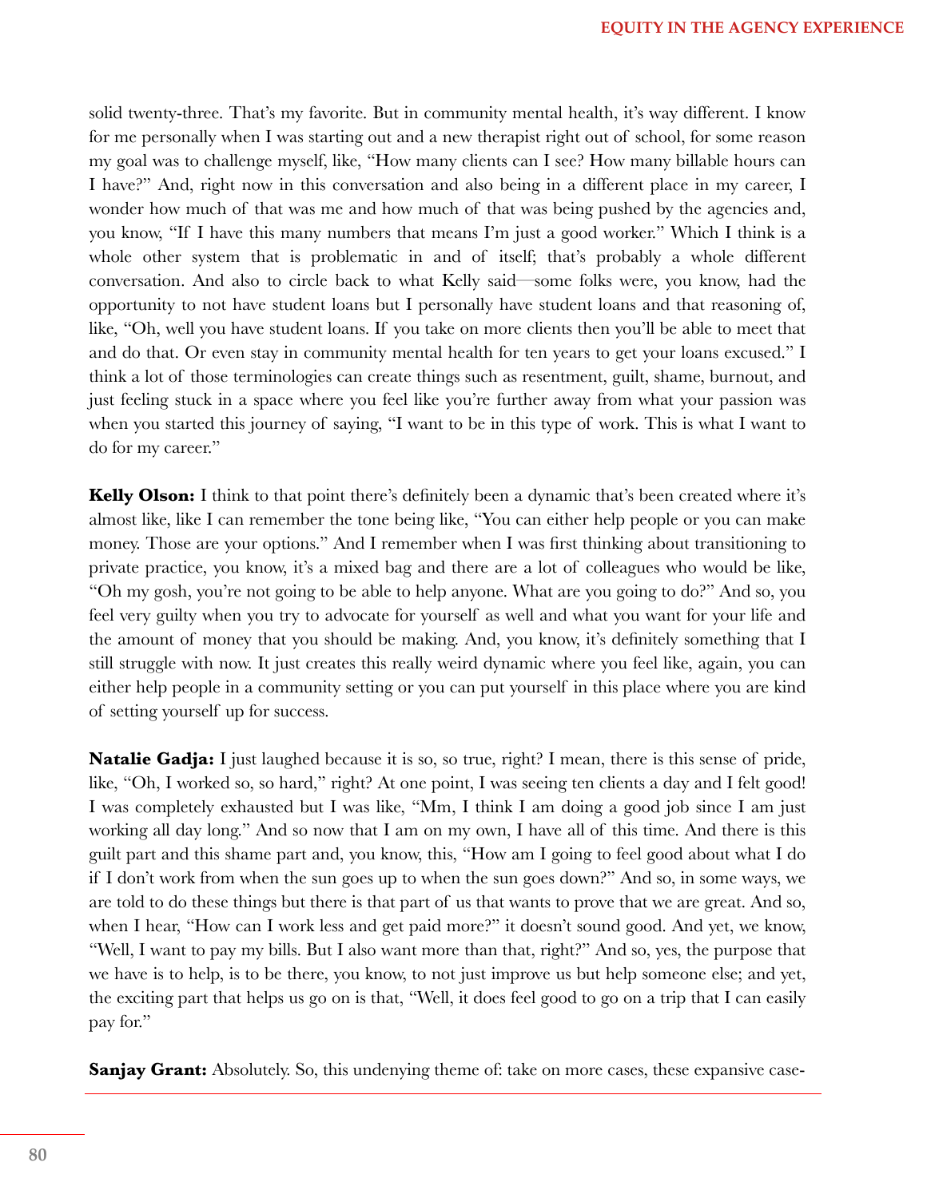solid twenty-three. That's my favorite. But in community mental health, it's way different. I know for me personally when I was starting out and a new therapist right out of school, for some reason my goal was to challenge myself, like, "How many clients can I see? How many billable hours can I have?" And, right now in this conversation and also being in a different place in my career, I wonder how much of that was me and how much of that was being pushed by the agencies and, you know, "If I have this many numbers that means I'm just a good worker." Which I think is a whole other system that is problematic in and of itself; that's probably a whole different conversation. And also to circle back to what Kelly said—some folks were, you know, had the opportunity to not have student loans but I personally have student loans and that reasoning of, like, "Oh, well you have student loans. If you take on more clients then you'll be able to meet that and do that. Or even stay in community mental health for ten years to get your loans excused." I think a lot of those terminologies can create things such as resentment, guilt, shame, burnout, and just feeling stuck in a space where you feel like you're further away from what your passion was when you started this journey of saying, "I want to be in this type of work. This is what I want to do for my career."

**Kelly Olson:** I think to that point there's definitely been a dynamic that's been created where it's almost like, like I can remember the tone being like, "You can either help people or you can make money. Those are your options." And I remember when I was first thinking about transitioning to private practice, you know, it's a mixed bag and there are a lot of colleagues who would be like, "Oh my gosh, you're not going to be able to help anyone. What are you going to do?" And so, you feel very guilty when you try to advocate for yourself as well and what you want for your life and the amount of money that you should be making. And, you know, it's definitely something that I still struggle with now. It just creates this really weird dynamic where you feel like, again, you can either help people in a community setting or you can put yourself in this place where you are kind of setting yourself up for success.

**Natalie Gadja:** I just laughed because it is so, so true, right? I mean, there is this sense of pride, like, "Oh, I worked so, so hard," right? At one point, I was seeing ten clients a day and I felt good! I was completely exhausted but I was like, "Mm, I think I am doing a good job since I am just working all day long." And so now that I am on my own, I have all of this time. And there is this guilt part and this shame part and, you know, this, "How am I going to feel good about what I do if I don't work from when the sun goes up to when the sun goes down?" And so, in some ways, we are told to do these things but there is that part of us that wants to prove that we are great. And so, when I hear, "How can I work less and get paid more?" it doesn't sound good. And yet, we know, "Well, I want to pay my bills. But I also want more than that, right?" And so, yes, the purpose that we have is to help, is to be there, you know, to not just improve us but help someone else; and yet, the exciting part that helps us go on is that, "Well, it does feel good to go on a trip that I can easily pay for."

**Sanjay Grant:** Absolutely. So, this undenying theme of: take on more cases, these expansive case-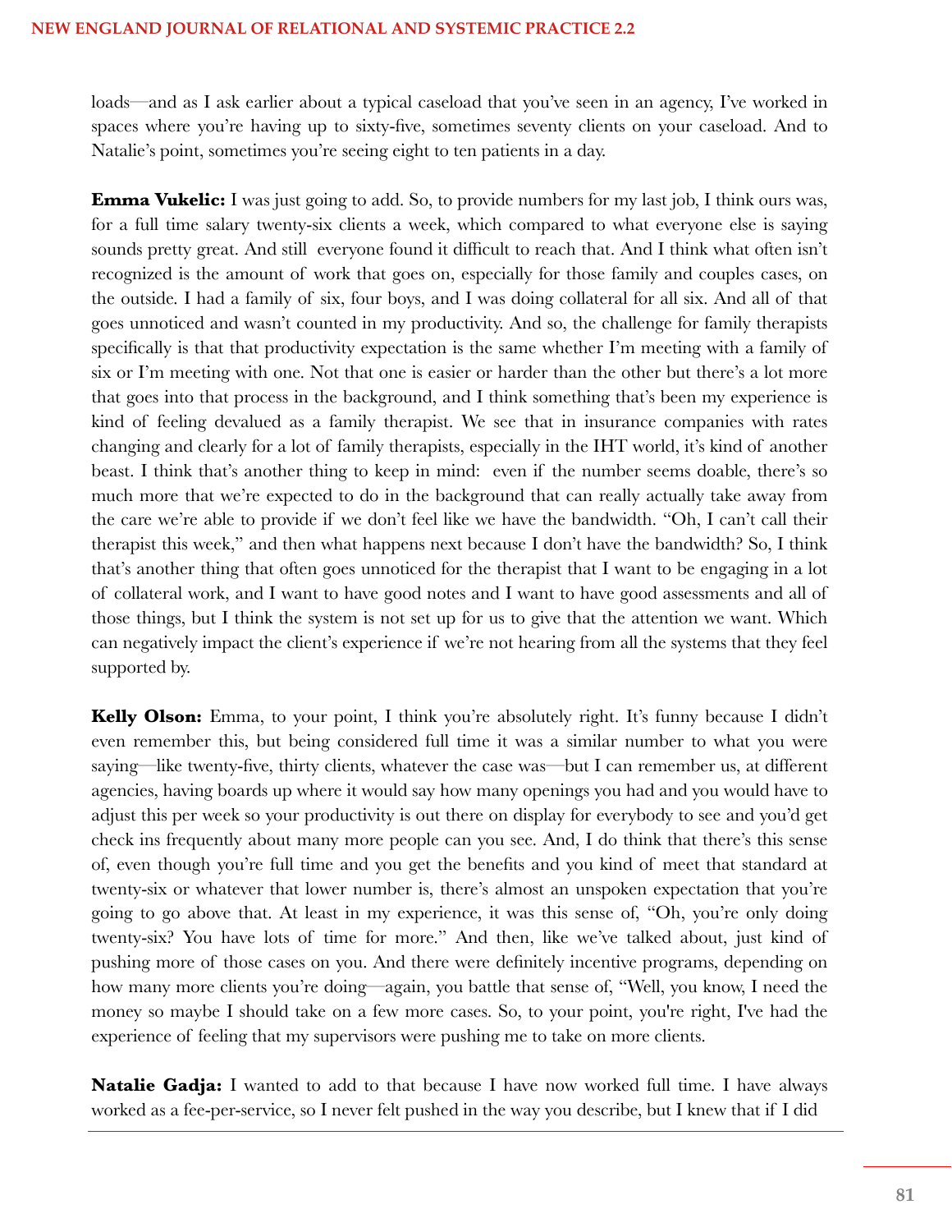loads—and as I ask earlier about a typical caseload that you've seen in an agency, I've worked in spaces where you're having up to sixty-five, sometimes seventy clients on your caseload. And to Natalie's point, sometimes you're seeing eight to ten patients in a day.

**Emma Vukelic:** I was just going to add. So, to provide numbers for my last job, I think ours was, for a full time salary twenty-six clients a week, which compared to what everyone else is saying sounds pretty great. And still everyone found it difficult to reach that. And I think what often isn't recognized is the amount of work that goes on, especially for those family and couples cases, on the outside. I had a family of six, four boys, and I was doing collateral for all six. And all of that goes unnoticed and wasn't counted in my productivity. And so, the challenge for family therapists specifically is that that productivity expectation is the same whether I'm meeting with a family of six or I'm meeting with one. Not that one is easier or harder than the other but there's a lot more that goes into that process in the background, and I think something that's been my experience is kind of feeling devalued as a family therapist. We see that in insurance companies with rates changing and clearly for a lot of family therapists, especially in the IHT world, it's kind of another beast. I think that's another thing to keep in mind: even if the number seems doable, there's so much more that we're expected to do in the background that can really actually take away from the care we're able to provide if we don't feel like we have the bandwidth. "Oh, I can't call their therapist this week," and then what happens next because I don't have the bandwidth? So, I think that's another thing that often goes unnoticed for the therapist that I want to be engaging in a lot of collateral work, and I want to have good notes and I want to have good assessments and all of those things, but I think the system is not set up for us to give that the attention we want. Which can negatively impact the client's experience if we're not hearing from all the systems that they feel supported by.

**Kelly Olson:** Emma, to your point, I think you're absolutely right. It's funny because I didn't even remember this, but being considered full time it was a similar number to what you were saying—like twenty-five, thirty clients, whatever the case was—but I can remember us, at different agencies, having boards up where it would say how many openings you had and you would have to adjust this per week so your productivity is out there on display for everybody to see and you'd get check ins frequently about many more people can you see. And, I do think that there's this sense of, even though you're full time and you get the benefits and you kind of meet that standard at twenty-six or whatever that lower number is, there's almost an unspoken expectation that you're going to go above that. At least in my experience, it was this sense of, "Oh, you're only doing twenty-six? You have lots of time for more." And then, like we've talked about, just kind of pushing more of those cases on you. And there were definitely incentive programs, depending on how many more clients you're doing—again, you battle that sense of, "Well, you know, I need the money so maybe I should take on a few more cases. So, to your point, you're right, I've had the experience of feeling that my supervisors were pushing me to take on more clients.

**Natalie Gadja:** I wanted to add to that because I have now worked full time. I have always worked as a fee-per-service, so I never felt pushed in the way you describe, but I knew that if I did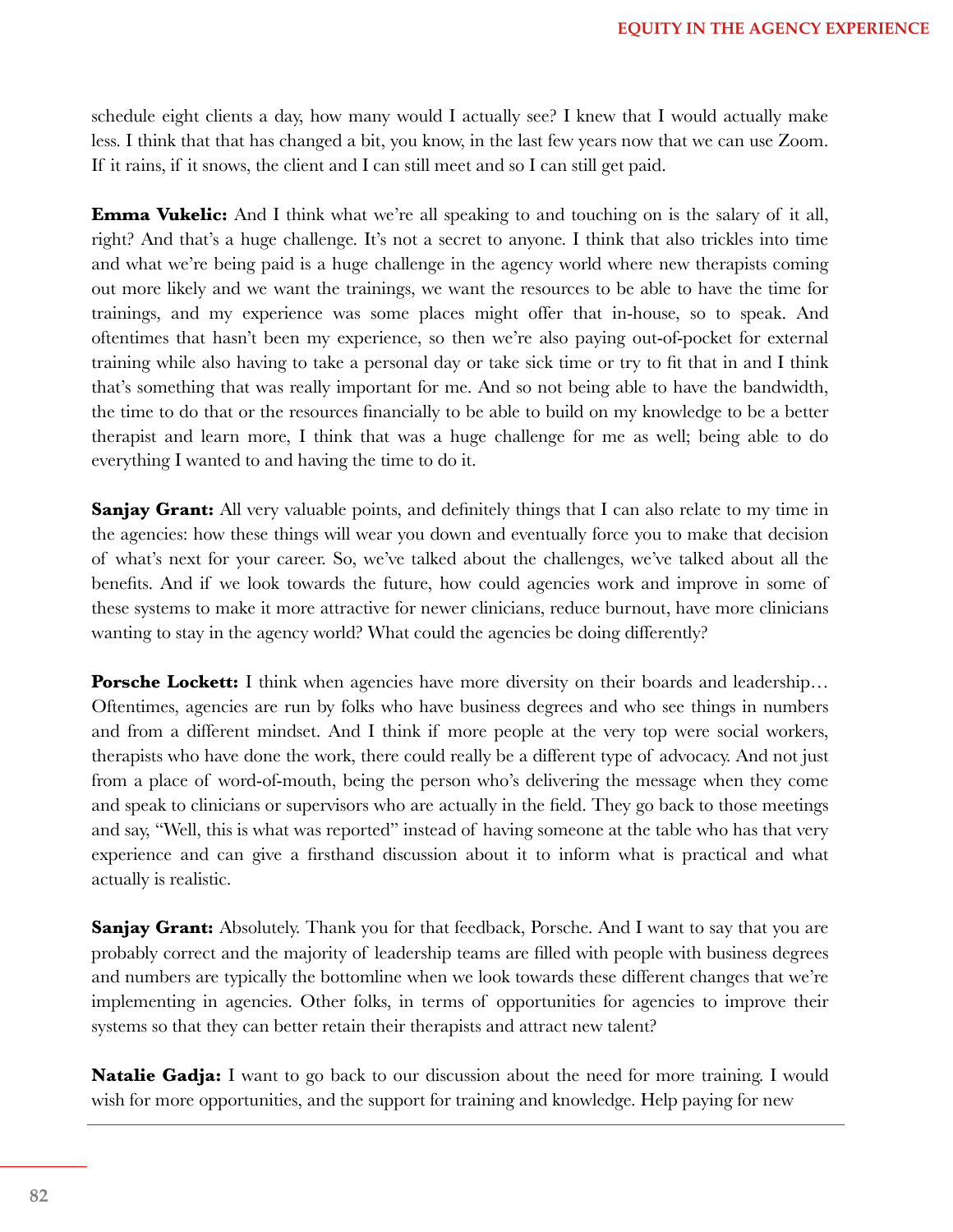schedule eight clients a day, how many would I actually see? I knew that I would actually make less. I think that that has changed a bit, you know, in the last few years now that we can use Zoom. If it rains, if it snows, the client and I can still meet and so I can still get paid.

**Emma Vukelic:** And I think what we're all speaking to and touching on is the salary of it all, right? And that's a huge challenge. It's not a secret to anyone. I think that also trickles into time and what we're being paid is a huge challenge in the agency world where new therapists coming out more likely and we want the trainings, we want the resources to be able to have the time for trainings, and my experience was some places might offer that in-house, so to speak. And oftentimes that hasn't been my experience, so then we're also paying out-of-pocket for external training while also having to take a personal day or take sick time or try to fit that in and I think that's something that was really important for me. And so not being able to have the bandwidth, the time to do that or the resources financially to be able to build on my knowledge to be a better therapist and learn more, I think that was a huge challenge for me as well; being able to do everything I wanted to and having the time to do it.

**Sanjay Grant:** All very valuable points, and definitely things that I can also relate to my time in the agencies: how these things will wear you down and eventually force you to make that decision of what's next for your career. So, we've talked about the challenges, we've talked about all the benefits. And if we look towards the future, how could agencies work and improve in some of these systems to make it more attractive for newer clinicians, reduce burnout, have more clinicians wanting to stay in the agency world? What could the agencies be doing differently?

**Porsche Lockett:** I think when agencies have more diversity on their boards and leadership… Oftentimes, agencies are run by folks who have business degrees and who see things in numbers and from a different mindset. And I think if more people at the very top were social workers, therapists who have done the work, there could really be a different type of advocacy. And not just from a place of word-of-mouth, being the person who's delivering the message when they come and speak to clinicians or supervisors who are actually in the field. They go back to those meetings and say, "Well, this is what was reported" instead of having someone at the table who has that very experience and can give a firsthand discussion about it to inform what is practical and what actually is realistic.

**Sanjay Grant:** Absolutely. Thank you for that feedback, Porsche. And I want to say that you are probably correct and the majority of leadership teams are filled with people with business degrees and numbers are typically the bottomline when we look towards these different changes that we're implementing in agencies. Other folks, in terms of opportunities for agencies to improve their systems so that they can better retain their therapists and attract new talent?

**Natalie Gadja:** I want to go back to our discussion about the need for more training. I would wish for more opportunities, and the support for training and knowledge. Help paying for new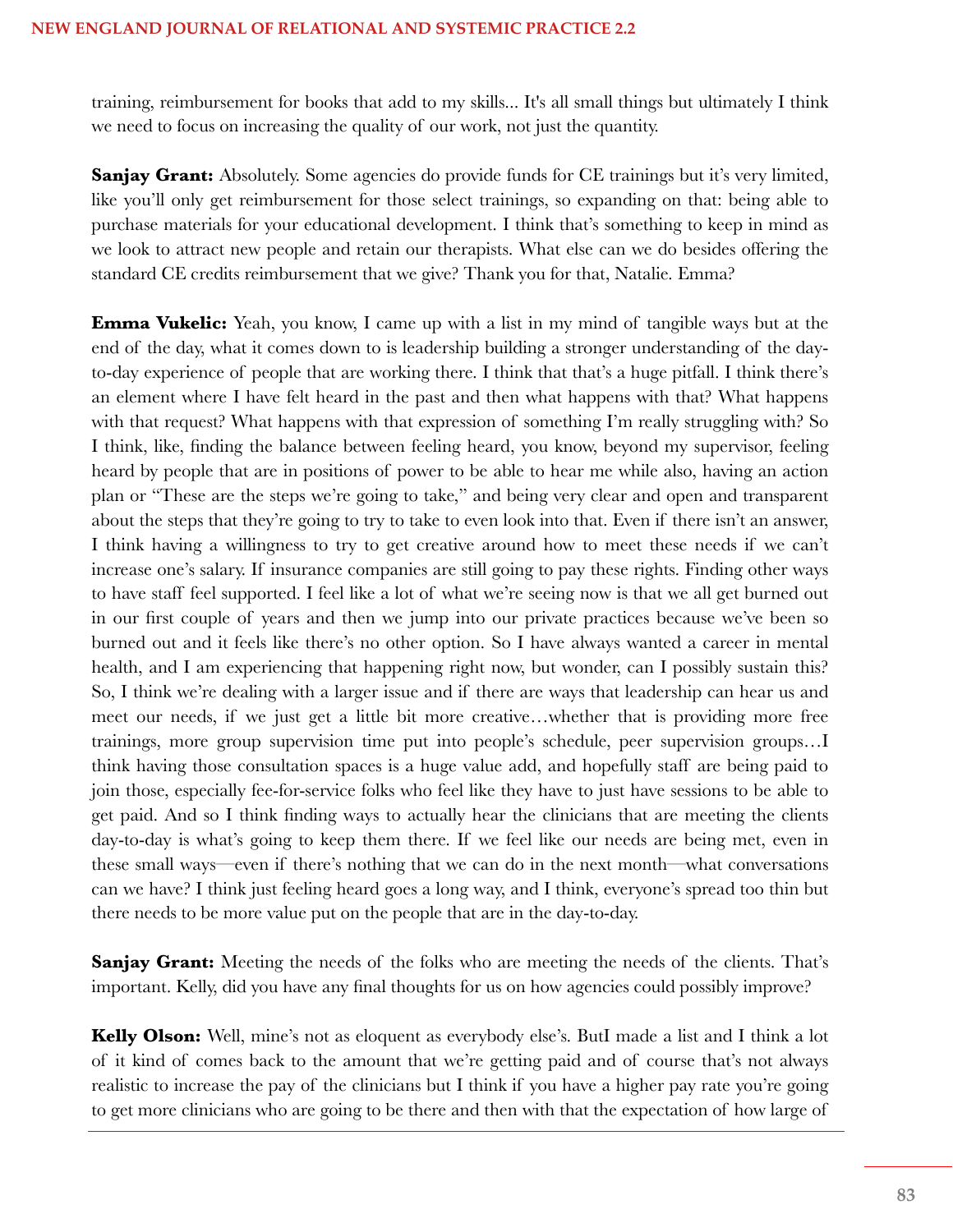training, reimbursement for books that add to my skills... It's all small things but ultimately I think we need to focus on increasing the quality of our work, not just the quantity.

**Sanjay Grant:** Absolutely. Some agencies do provide funds for CE trainings but it's very limited, like you'll only get reimbursement for those select trainings, so expanding on that: being able to purchase materials for your educational development. I think that's something to keep in mind as we look to attract new people and retain our therapists. What else can we do besides offering the standard CE credits reimbursement that we give? Thank you for that, Natalie. Emma?

**Emma Vukelic:** Yeah, you know, I came up with a list in my mind of tangible ways but at the end of the day, what it comes down to is leadership building a stronger understanding of the day-to-day experience of people that are working there. I think that that's a huge pitfall. I think there's an element where I have felt heard in the past and then what happens with that? What happens with that request? What happens with that expression of something I'm really struggling with? So I think, like, finding the balance between feeling heard, you know, beyond my supervisor, feeling heard by people that are in positions of power to be able to hear me while also, having an action plan or "These are the steps we're going to take," and being very clear and open and transparent about the steps that they're going to try to take to even look into that. Even if there isn't an answer, I think having a willingness to try to get creative around how to meet these needs if we can't increase one's salary. If insurance companies are still going to pay these rights. Finding other ways to have staff feel supported. I feel like a lot of what we're seeing now is that we all get burned out in our first couple of years and then we jump into our private practices because we've been so burned out and it feels like there's no other option. So I have always wanted a career in mental health, and I am experiencing that happening right now, but wonder, can I possibly sustain this? So, I think we're dealing with a larger issue and if there are ways that leadership can hear us and meet our needs, if we just get a little bit more creative…whether that is providing more free trainings, more group supervision time put into people's schedule, peer supervision groups…I think having those consultation spaces is a huge value add, and hopefully staff are being paid to join those, especially fee-for-service folks who feel like they have to just have sessions to be able to get paid. And so I think finding ways to actually hear the clinicians that are meeting the clients day-to-day is what's going to keep them there. If we feel like our needs are being met, even in these small ways—even if there's nothing that we can do in the next month—what conversations can we have? I think just feeling heard goes a long way, and I think, everyone's spread too thin but there needs to be more value put on the people that are in the day-to-day.

**Sanjay Grant:** Meeting the needs of the folks who are meeting the needs of the clients. That's important. Kelly, did you have any final thoughts for us on how agencies could possibly improve?

**Kelly Olson:** Well, mine's not as eloquent as everybody else's. ButI made a list and I think a lot of it kind of comes back to the amount that we're getting paid and of course that's not always realistic to increase the pay of the clinicians but I think if you have a higher pay rate you're going to get more clinicians who are going to be there and then with that the expectation of how large of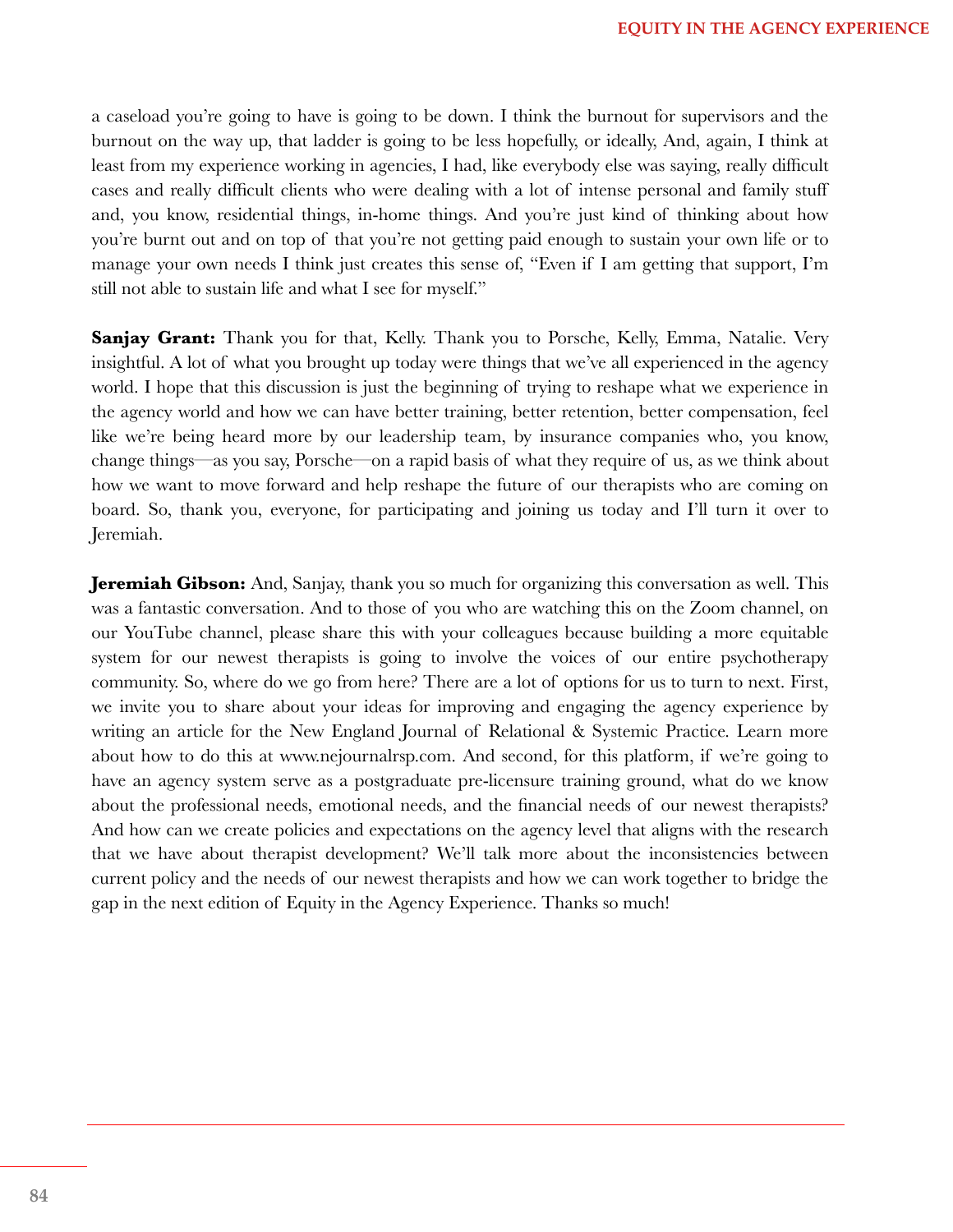a caseload you're going to have is going to be down. I think the burnout for supervisors and the burnout on the way up, that ladder is going to be less hopefully, or ideally, And, again, I think at least from my experience working in agencies, I had, like everybody else was saying, really difficult cases and really difficult clients who were dealing with a lot of intense personal and family stuff and, you know, residential things, in-home things. And you're just kind of thinking about how you're burnt out and on top of that you're not getting paid enough to sustain your own life or to manage your own needs I think just creates this sense of, "Even if I am getting that support, I'm still not able to sustain life and what I see for myself."

**Sanjay Grant:** Thank you for that, Kelly. Thank you to Porsche, Kelly, Emma, Natalie. Very insightful. A lot of what you brought up today were things that we've all experienced in the agency world. I hope that this discussion is just the beginning of trying to reshape what we experience in the agency world and how we can have better training, better retention, better compensation, feel like we're being heard more by our leadership team, by insurance companies who, you know, change things—as you say, Porsche—on a rapid basis of what they require of us, as we think about how we want to move forward and help reshape the future of our therapists who are coming on board. So, thank you, everyone, for participating and joining us today and I'll turn it over to Jeremiah.

**Jeremiah Gibson:** And, Sanjay, thank you so much for organizing this conversation as well. This was a fantastic conversation. And to those of you who are watching this on the Zoom channel, on our YouTube channel, please share this with your colleagues because building a more equitable system for our newest therapists is going to involve the voices of our entire psychotherapy community. So, where do we go from here? There are a lot of options for us to turn to next. First, we invite you to share about your ideas for improving and engaging the agency experience by writing an article for the New England Journal of Relational & Systemic Practice. Learn more about how to do this at www.nejournalrsp.com. And second, for this platform, if we're going to have an agency system serve as a postgraduate pre-licensure training ground, what do we know about the professional needs, emotional needs, and the financial needs of our newest therapists? And how can we create policies and expectations on the agency level that aligns with the research that we have about therapist development? We'll talk more about the inconsistencies between current policy and the needs of our newest therapists and how we can work together to bridge the gap in the next edition of Equity in the Agency Experience. Thanks so much!